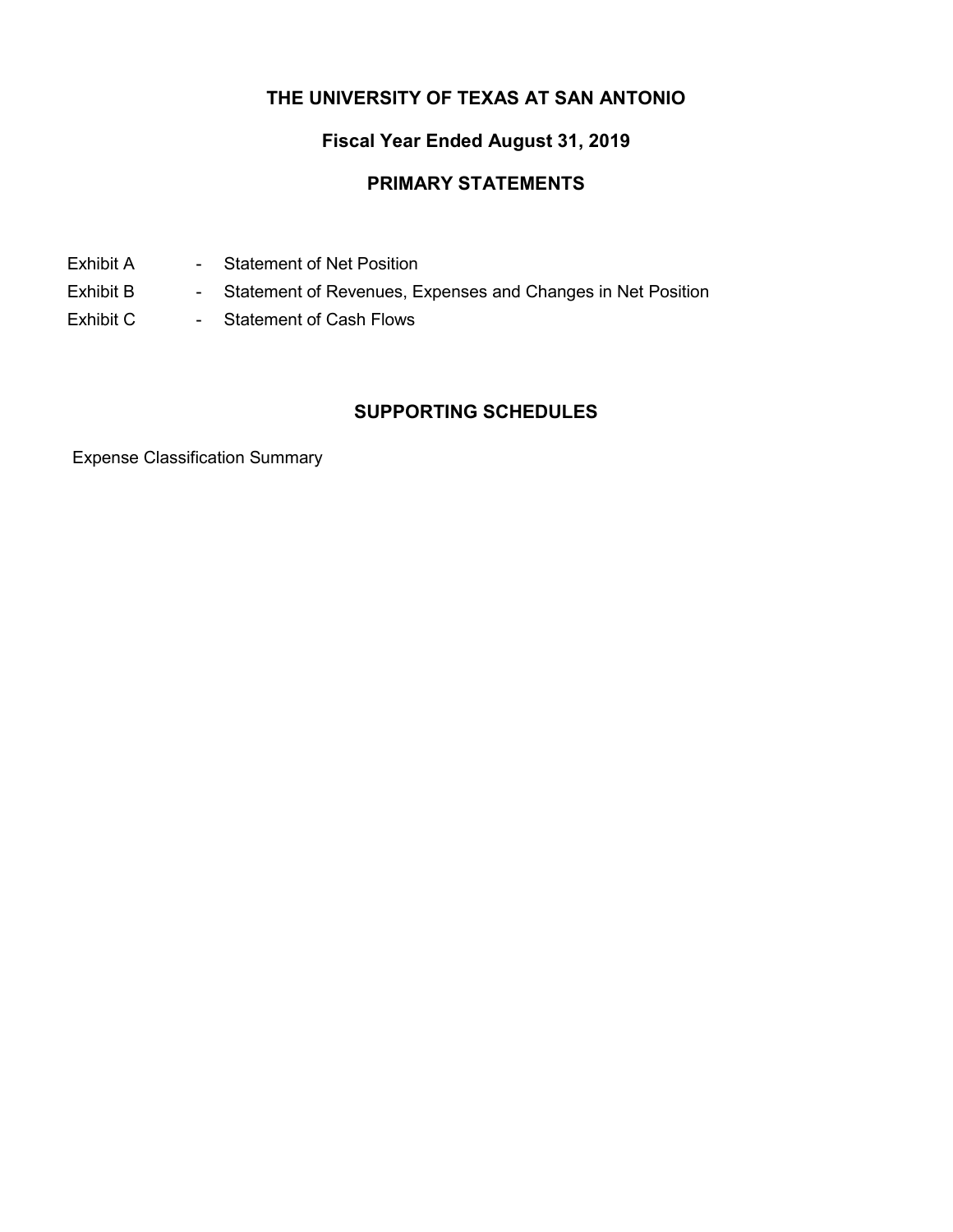# THE UNIVERSITY OF TEXAS AT SAN ANTONIO

## Fiscal Year Ended August 31, 2019

## PRIMARY STATEMENTS

Exhibit A - Statement of Net Position

Exhibit B - Statement of Revenues, Expenses and Changes in Net Position

Exhibit C - Statement of Cash Flows

## SUPPORTING SCHEDULES

Expense Classification Summary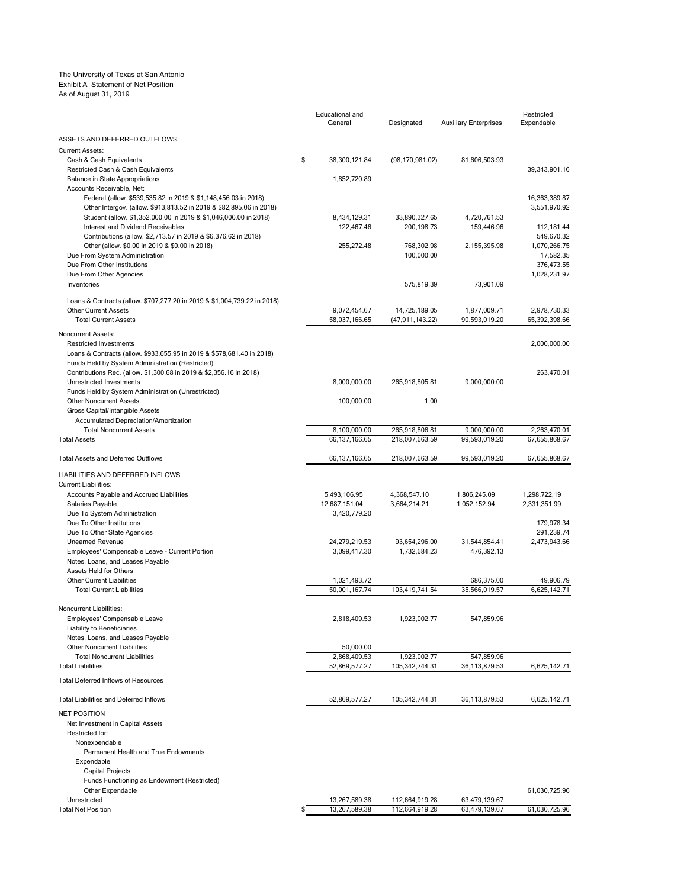The University of Texas at San Antonio
Exhibit A Statement of Net Position
As of August 31, 2019

| | Educational and General | Designated | Auxiliary Enterprises | Restricted Expendable |
|---|---|---|---|---|
| ASSETS AND DEFERRED OUTFLOWS | | | | |
| Current Assets: | | | | |
| Cash & Cash Equivalents | $ 38,300,121.84 | (98,170,981.02) | 81,606,503.93 | |
| Restricted Cash & Cash Equivalents | | | | 39,343,901.16 |
| Balance in State Appropriations | 1,852,720.89 | | | |
| Accounts Receivable, Net: | | | | |
| Federal (allow. $539,535.82 in 2019 & $1,148,456.03 in 2018) | | | | 16,363,389.87 |
| Other Intergov. (allow. $913,813.52 in 2019 & $82,895.06 in 2018) | | | | 3,551,970.92 |
| Student (allow. $1,352,000.00 in 2019 & $1,046,000.00 in 2018) | 8,434,129.31 | 33,890,327.65 | 4,720,761.53 | |
| Interest and Dividend Receivables | 122,467.46 | 200,198.73 | 159,446.96 | 112,181.44 |
| Contributions (allow. $2,713.57 in 2019 & $6,376.62 in 2018) | | | | 549,670.32 |
| Other (allow. $0.00 in 2019 & $0.00 in 2018) | 255,272.48 | 768,302.98 | 2,155,395.98 | 1,070,266.75 |
| Due From System Administration | | 100,000.00 | | 17,582.35 |
| Due From Other Institutions | | | | 376,473.55 |
| Due From Other Agencies | | | | 1,028,231.97 |
| Inventories | | 575,819.39 | 73,901.09 | |
| Loans & Contracts (allow. $707,277.20 in 2019 & $1,004,739.22 in 2018) | | | | |
| Other Current Assets | 9,072,454.67 | 14,725,189.05 | 1,877,009.71 | 2,978,730.33 |
| Total Current Assets | 58,037,166.65 | (47,911,143.22) | 90,593,019.20 | 65,392,398.66 |
| Noncurrent Assets: | | | | |
| Restricted Investments | | | | 2,000,000.00 |
| Loans & Contracts (allow. $933,655.95 in 2019 & $578,681.40 in 2018) | | | | |
| Funds Held by System Administration (Restricted) | | | | |
| Contributions Rec. (allow. $1,300.68 in 2019 & $2,356.16 in 2018) | | | | 263,470.01 |
| Unrestricted Investments | 8,000,000.00 | 265,918,805.81 | 9,000,000.00 | |
| Funds Held by System Administration (Unrestricted) | | | | |
| Other Noncurrent Assets | 100,000.00 | 1.00 | | |
| Gross Capital/Intangible Assets | | | | |
| Accumulated Depreciation/Amortization | | | | |
| Total Noncurrent Assets | 8,100,000.00 | 265,918,806.81 | 9,000,000.00 | 2,263,470.01 |
| Total Assets | 66,137,166.65 | 218,007,663.59 | 99,593,019.20 | 67,655,868.67 |
| Total Assets and Deferred Outflows | 66,137,166.65 | 218,007,663.59 | 99,593,019.20 | 67,655,868.67 |
| LIABILITIES AND DEFERRED INFLOWS | | | | |
| Current Liabilities: | | | | |
| Accounts Payable and Accrued Liabilities | 5,493,106.95 | 4,368,547.10 | 1,806,245.09 | 1,298,722.19 |
| Salaries Payable | 12,687,151.04 | 3,664,214.21 | 1,052,152.94 | 2,331,351.99 |
| Due To System Administration | 3,420,779.20 | | | |
| Due To Other Institutions | | | | 179,978.34 |
| Due To Other State Agencies | | | | 291,239.74 |
| Unearned Revenue | 24,279,219.53 | 93,654,296.00 | 31,544,854.41 | 2,473,943.66 |
| Employees' Compensable Leave - Current Portion | 3,099,417.30 | 1,732,684.23 | 476,392.13 | |
| Notes, Loans, and Leases Payable | | | | |
| Assets Held for Others | | | | |
| Other Current Liabilities | 1,021,493.72 | | 686,375.00 | 49,906.79 |
| Total Current Liabilities | 50,001,167.74 | 103,419,741.54 | 35,566,019.57 | 6,625,142.71 |
| Noncurrent Liabilities: | | | | |
| Employees' Compensable Leave | 2,818,409.53 | 1,923,002.77 | 547,859.96 | |
| Liability to Beneficiaries | | | | |
| Notes, Loans, and Leases Payable | | | | |
| Other Noncurrent Liabilities | 50,000.00 | | | |
| Total Noncurrent Liabilities | 2,868,409.53 | 1,923,002.77 | 547,859.96 | |
| Total Liabilities | 52,869,577.27 | 105,342,744.31 | 36,113,879.53 | 6,625,142.71 |
| Total Deferred Inflows of Resources | | | | |
| Total Liabilities and Deferred Inflows | 52,869,577.27 | 105,342,744.31 | 36,113,879.53 | 6,625,142.71 |
| NET POSITION | | | | |
| Net Investment in Capital Assets | | | | |
| Restricted for: | | | | |
| Nonexpendable | | | | |
| Permanent Health and True Endowments | | | | |
| Expendable | | | | |
| Capital Projects | | | | |
| Funds Functioning as Endowment (Restricted) | | | | |
| Other Expendable | | | | 61,030,725.96 |
| Unrestricted | 13,267,589.38 | 112,664,919.28 | 63,479,139.67 | |
| Total Net Position | $ 13,267,589.38 | 112,664,919.28 | 63,479,139.67 | 61,030,725.96 |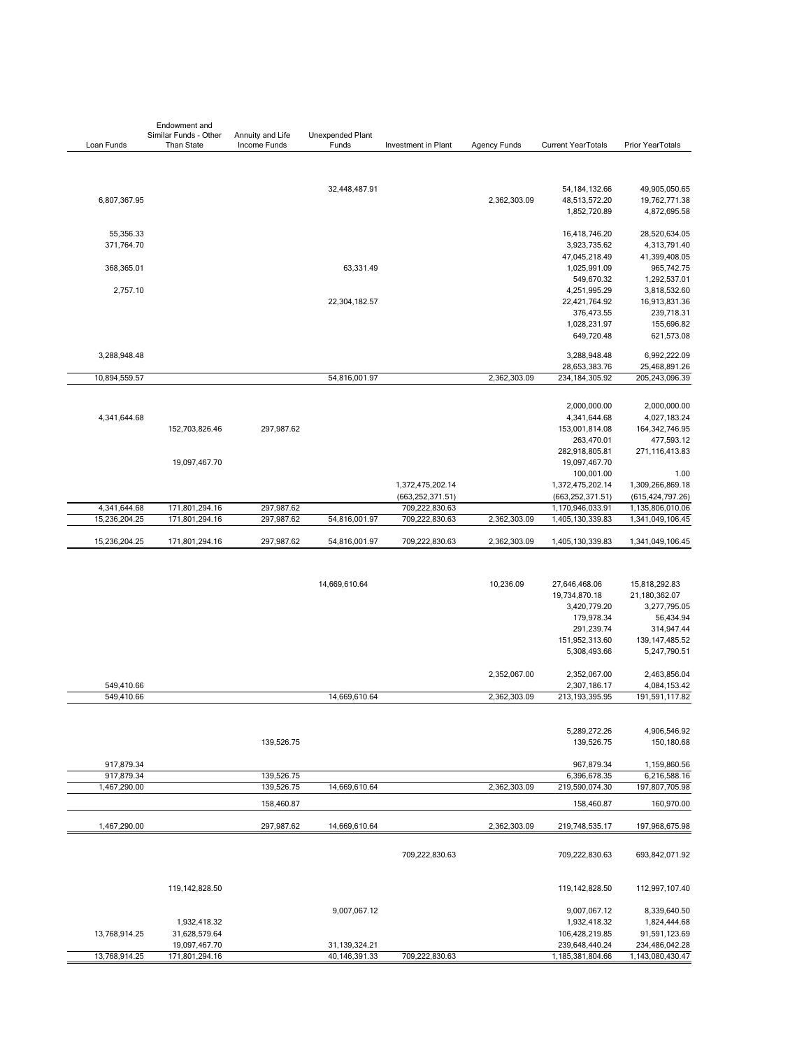| Loan Funds | Endowment and Similar Funds - Other Than State | Annuity and Life Income Funds | Unexpended Plant Funds | Investment in Plant | Agency Funds | Current YearTotals | Prior YearTotals |
|---|---|---|---|---|---|---|---|
| | | | 32,448,487.91 | | | 54,184,132.66 | 49,905,050.65 |
| 6,807,367.95 | | | | | 2,362,303.09 | 48,513,572.20 | 19,762,771.38 |
| | | | | | | 1,852,720.89 | 4,872,695.58 |
| 55,356.33 | | | | | | 16,418,746.20 | 28,520,634.05 |
| 371,764.70 | | | | | | 3,923,735.62 | 4,313,791.40 |
| | | | | | | 47,045,218.49 | 41,399,408.05 |
| 368,365.01 | | | 63,331.49 | | | 1,025,991.09 | 965,742.75 |
| | | | | | | 549,670.32 | 1,292,537.01 |
| 2,757.10 | | | | | | 4,251,995.29 | 3,818,532.60 |
| | | | 22,304,182.57 | | | 22,421,764.92 | 16,913,831.36 |
| | | | | | | 376,473.55 | 239,718.31 |
| | | | | | | 1,028,231.97 | 155,696.82 |
| | | | | | | 649,720.48 | 621,573.08 |
| 3,288,948.48 | | | | | | 3,288,948.48 | 6,992,222.09 |
| | | | | | | 28,653,383.76 | 25,468,891.26 |
| 10,894,559.57 | | | 54,816,001.97 | | 2,362,303.09 | 234,184,305.92 | 205,243,096.39 |
| | | | | | | 2,000,000.00 | 2,000,000.00 |
| 4,341,644.68 | | | | | | 4,341,644.68 | 4,027,183.24 |
| | 152,703,826.46 | 297,987.62 | | | | 153,001,814.08 | 164,342,746.95 |
| | | | | | | 263,470.01 | 477,593.12 |
| | | | | | | 282,918,805.81 | 271,116,413.83 |
| | 19,097,467.70 | | | | | 19,097,467.70 | |
| | | | | | | 100,001.00 | 1.00 |
| | | | | 1,372,475,202.14 | | 1,372,475,202.14 | 1,309,266,869.18 |
| | | | | (663,252,371.51) | | (663,252,371.51) | (615,424,797.26) |
| 4,341,644.68 | 171,801,294.16 | 297,987.62 | | 709,222,830.63 | | 1,170,946,033.91 | 1,135,806,010.06 |
| 15,236,204.25 | 171,801,294.16 | 297,987.62 | 54,816,001.97 | 709,222,830.63 | 2,362,303.09 | 1,405,130,339.83 | 1,341,049,106.45 |
| 15,236,204.25 | 171,801,294.16 | 297,987.62 | 54,816,001.97 | 709,222,830.63 | 2,362,303.09 | 1,405,130,339.83 | 1,341,049,106.45 |
| | | | 14,669,610.64 | | 10,236.09 | 27,646,468.06 | 15,818,292.83 |
| | | | | | | 19,734,870.18 | 21,180,362.07 |
| | | | | | | 3,420,779.20 | 3,277,795.05 |
| | | | | | | 179,978.34 | 56,434.94 |
| | | | | | | 291,239.74 | 314,947.44 |
| | | | | | | 151,952,313.60 | 139,147,485.52 |
| | | | | | | 5,308,493.66 | 5,247,790.51 |
| | | | | | 2,352,067.00 | 2,352,067.00 | 2,463,856.04 |
| 549,410.66 | | | | | | 2,307,186.17 | 4,084,153.42 |
| 549,410.66 | | | 14,669,610.64 | | 2,362,303.09 | 213,193,395.95 | 191,591,117.82 |
| | | | | | | 5,289,272.26 | 4,906,546.92 |
| | | 139,526.75 | | | | 139,526.75 | 150,180.68 |
| 917,879.34 | | | | | | 967,879.34 | 1,159,860.56 |
| 917,879.34 | | 139,526.75 | | | | 6,396,678.35 | 6,216,588.16 |
| 1,467,290.00 | | 139,526.75 | 14,669,610.64 | | 2,362,303.09 | 219,590,074.30 | 197,807,705.98 |
| | | 158,460.87 | | | | 158,460.87 | 160,970.00 |
| 1,467,290.00 | | 297,987.62 | 14,669,610.64 | | 2,362,303.09 | 219,748,535.17 | 197,968,675.98 |
| | | | | 709,222,830.63 | | 709,222,830.63 | 693,842,071.92 |
| | 119,142,828.50 | | | | | 119,142,828.50 | 112,997,107.40 |
| | | | 9,007,067.12 | | | 9,007,067.12 | 8,339,640.50 |
| | 1,932,418.32 | | | | | 1,932,418.32 | 1,824,444.68 |
| 13,768,914.25 | 31,628,579.64 | | | | | 106,428,219.85 | 91,591,123.69 |
| | 19,097,467.70 | | 31,139,324.21 | | | 239,648,440.24 | 234,486,042.28 |
| 13,768,914.25 | 171,801,294.16 | | 40,146,391.33 | 709,222,830.63 | | 1,185,381,804.66 | 1,143,080,430.47 |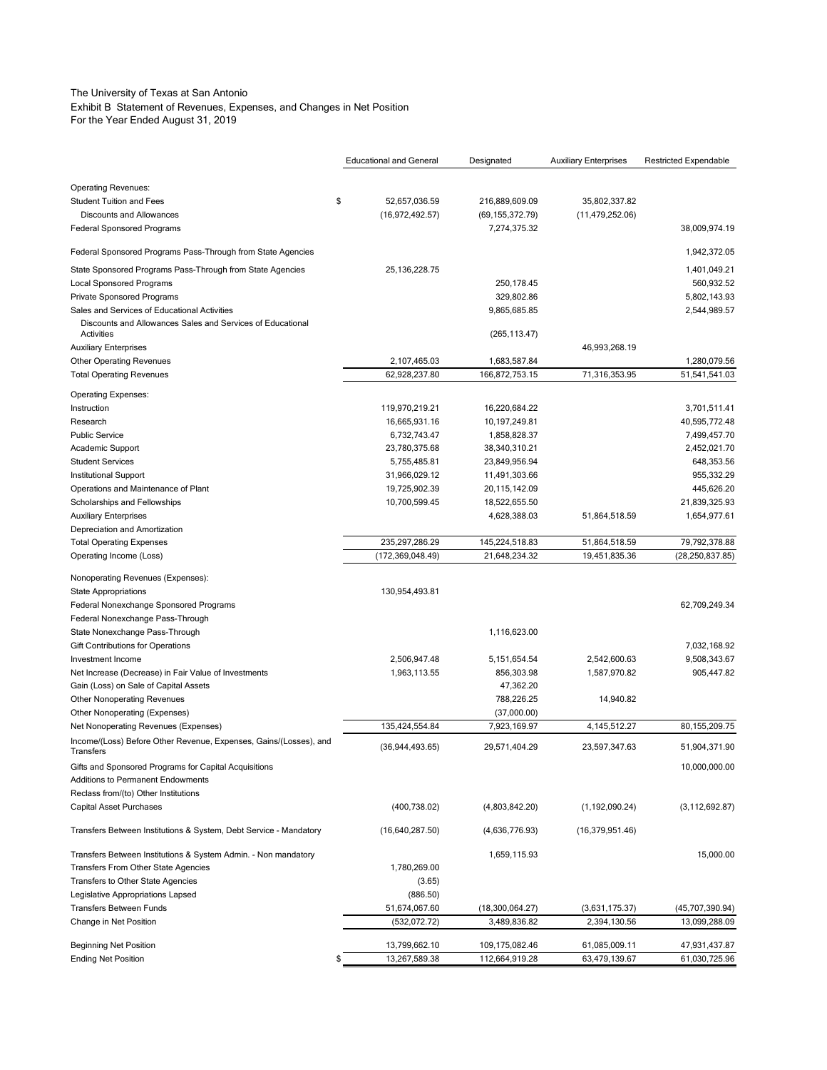The University of Texas at San Antonio
Exhibit B Statement of Revenues, Expenses, and Changes in Net Position
For the Year Ended August 31, 2019

| | Educational and General | Designated | Auxiliary Enterprises | Restricted Expendable |
|---|---|---|---|---|
| Operating Revenues: | | | | |
| Student Tuition and Fees | $ 52,657,036.59 | 216,889,609.09 | 35,802,337.82 | |
| Discounts and Allowances | (16,972,492.57) | (69,155,372.79) | (11,479,252.06) | |
| Federal Sponsored Programs | | 7,274,375.32 | | 38,009,974.19 |
| Federal Sponsored Programs Pass-Through from State Agencies | | | | 1,942,372.05 |
| State Sponsored Programs Pass-Through from State Agencies | 25,136,228.75 | | | 1,401,049.21 |
| Local Sponsored Programs | | 250,178.45 | | 560,932.52 |
| Private Sponsored Programs | | 329,802.86 | | 5,802,143.93 |
| Sales and Services of Educational Activities | | 9,865,685.85 | | 2,544,989.57 |
| Discounts and Allowances Sales and Services of Educational Activities | | (265,113.47) | | |
| Auxiliary Enterprises | | | 46,993,268.19 | |
| Other Operating Revenues | 2,107,465.03 | 1,683,587.84 | | 1,280,079.56 |
| Total Operating Revenues | 62,928,237.80 | 166,872,753.15 | 71,316,353.95 | 51,541,541.03 |
| Operating Expenses: | | | | |
| Instruction | 119,970,219.21 | 16,220,684.22 | | 3,701,511.41 |
| Research | 16,665,931.16 | 10,197,249.81 | | 40,595,772.48 |
| Public Service | 6,732,743.47 | 1,858,828.37 | | 7,499,457.70 |
| Academic Support | 23,780,375.68 | 38,340,310.21 | | 2,452,021.70 |
| Student Services | 5,755,485.81 | 23,849,956.94 | | 648,353.56 |
| Institutional Support | 31,966,029.12 | 11,491,303.66 | | 955,332.29 |
| Operations and Maintenance of Plant | 19,725,902.39 | 20,115,142.09 | | 445,626.20 |
| Scholarships and Fellowships | 10,700,599.45 | 18,522,655.50 | | 21,839,325.93 |
| Auxiliary Enterprises | | 4,628,388.03 | 51,864,518.59 | 1,654,977.61 |
| Depreciation and Amortization | | | | |
| Total Operating Expenses | 235,297,286.29 | 145,224,518.83 | 51,864,518.59 | 79,792,378.88 |
| Operating Income (Loss) | (172,369,048.49) | 21,648,234.32 | 19,451,835.36 | (28,250,837.85) |
| Nonoperating Revenues (Expenses): | | | | |
| State Appropriations | 130,954,493.81 | | | |
| Federal Nonexchange Sponsored Programs | | | | 62,709,249.34 |
| Federal Nonexchange Pass-Through | | | | |
| State Nonexchange Pass-Through | | 1,116,623.00 | | |
| Gift Contributions for Operations | | | | 7,032,168.92 |
| Investment Income | 2,506,947.48 | 5,151,654.54 | 2,542,600.63 | 9,508,343.67 |
| Net Increase (Decrease) in Fair Value of Investments | 1,963,113.55 | 856,303.98 | 1,587,970.82 | 905,447.82 |
| Gain (Loss) on Sale of Capital Assets | | 47,362.20 | | |
| Other Nonoperating Revenues | | 788,226.25 | 14,940.82 | |
| Other Nonoperating (Expenses) | | (37,000.00) | | |
| Net Nonoperating Revenues (Expenses) | 135,424,554.84 | 7,923,169.97 | 4,145,512.27 | 80,155,209.75 |
| Income/(Loss) Before Other Revenue, Expenses, Gains/(Losses), and Transfers | (36,944,493.65) | 29,571,404.29 | 23,597,347.63 | 51,904,371.90 |
| Gifts and Sponsored Programs for Capital Acquisitions | | | | 10,000,000.00 |
| Additions to Permanent Endowments | | | | |
| Reclass from/(to) Other Institutions | | | | |
| Capital Asset Purchases | (400,738.02) | (4,803,842.20) | (1,192,090.24) | (3,112,692.87) |
| Transfers Between Institutions & System, Debt Service - Mandatory | (16,640,287.50) | (4,636,776.93) | (16,379,951.46) | |
| Transfers Between Institutions & System Admin. - Non mandatory | | 1,659,115.93 | | 15,000.00 |
| Transfers From Other State Agencies | 1,780,269.00 | | | |
| Transfers to Other State Agencies | (3.65) | | | |
| Legislative Appropriations Lapsed | (886.50) | | | |
| Transfers Between Funds | 51,674,067.60 | (18,300,064.27) | (3,631,175.37) | (45,707,390.94) |
| Change in Net Position | (532,072.72) | 3,489,836.82 | 2,394,130.56 | 13,099,288.09 |
| Beginning Net Position | 13,799,662.10 | 109,175,082.46 | 61,085,009.11 | 47,931,437.87 |
| Ending Net Position | $ 13,267,589.38 | 112,664,919.28 | 63,479,139.67 | 61,030,725.96 |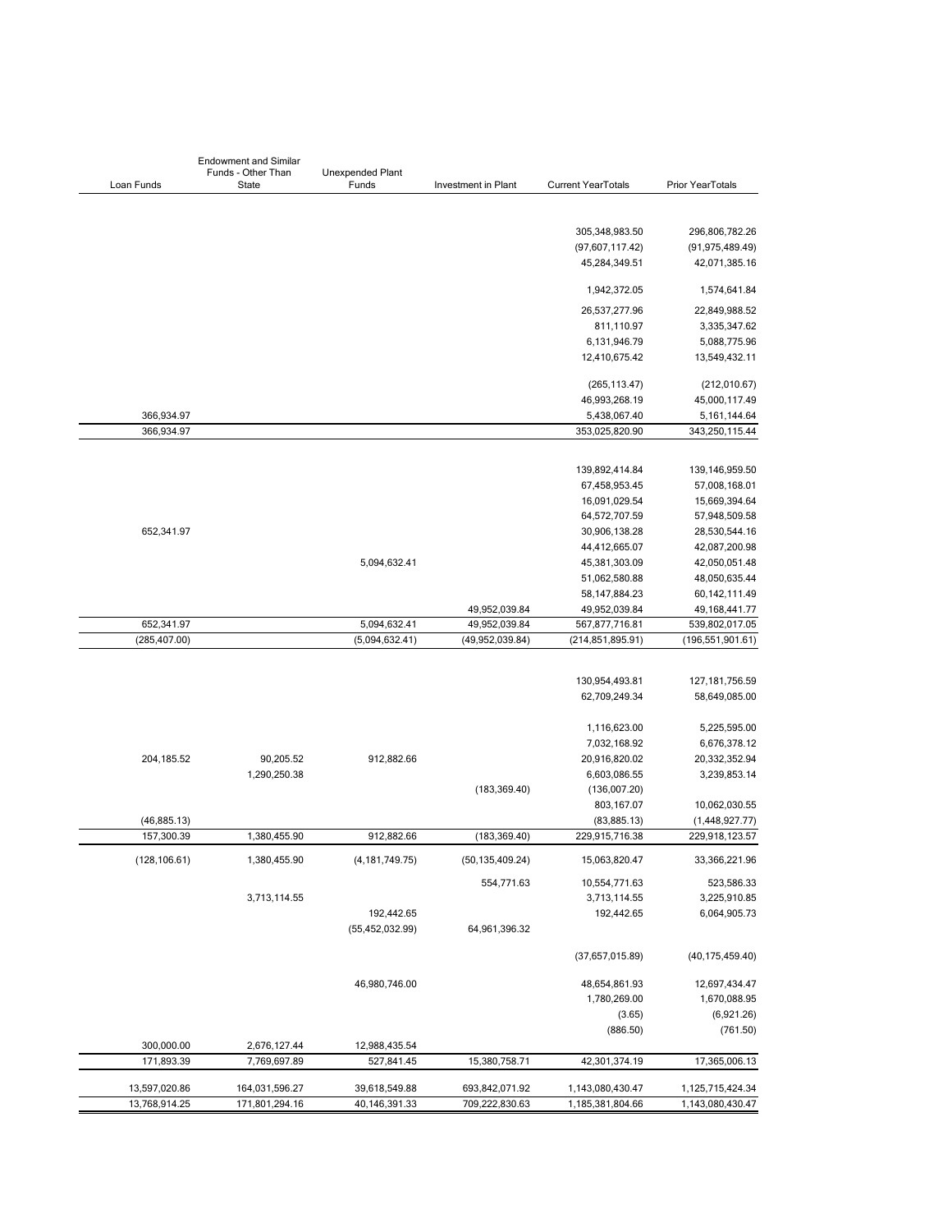| Loan Funds | Endowment and Similar Funds - Other Than State | Unexpended Plant Funds | Investment in Plant | Current YearTotals | Prior YearTotals |
|---|---|---|---|---|---|
| | | | | 305,348,983.50 | 296,806,782.26 |
| | | | | (97,607,117.42) | (91,975,489.49) |
| | | | | 45,284,349.51 | 42,071,385.16 |
| | | | | 1,942,372.05 | 1,574,641.84 |
| | | | | 26,537,277.96 | 22,849,988.52 |
| | | | | 811,110.97 | 3,335,347.62 |
| | | | | 6,131,946.79 | 5,088,775.96 |
| | | | | 12,410,675.42 | 13,549,432.11 |
| | | | | (265,113.47) | (212,010.67) |
| | | | | 46,993,268.19 | 45,000,117.49 |
| 366,934.97 | | | | 5,438,067.40 | 5,161,144.64 |
| 366,934.97 | | | | 353,025,820.90 | 343,250,115.44 |
| | | | | 139,892,414.84 | 139,146,959.50 |
| | | | | 67,458,953.45 | 57,008,168.01 |
| | | | | 16,091,029.54 | 15,669,394.64 |
| | | | | 64,572,707.59 | 57,948,509.58 |
| 652,341.97 | | | | 30,906,138.28 | 28,530,544.16 |
| | | | | 44,412,665.07 | 42,087,200.98 |
| | | 5,094,632.41 | | 45,381,303.09 | 42,050,051.48 |
| | | | | 51,062,580.88 | 48,050,635.44 |
| | | | | 58,147,884.23 | 60,142,111.49 |
| | | | 49,952,039.84 | 49,952,039.84 | 49,168,441.77 |
| 652,341.97 | | 5,094,632.41 | 49,952,039.84 | 567,877,716.81 | 539,802,017.05 |
| (285,407.00) | | (5,094,632.41) | (49,952,039.84) | (214,851,895.91) | (196,551,901.61) |
| | | | | 130,954,493.81 | 127,181,756.59 |
| | | | | 62,709,249.34 | 58,649,085.00 |
| | | | | 1,116,623.00 | 5,225,595.00 |
| | | | | 7,032,168.92 | 6,676,378.12 |
| 204,185.52 | 90,205.52 | 912,882.66 | | 20,916,820.02 | 20,332,352.94 |
| | 1,290,250.38 | | | 6,603,086.55 | 3,239,853.14 |
| | | | (183,369.40) | (136,007.20) | |
| | | | | 803,167.07 | 10,062,030.55 |
| (46,885.13) | | | | (83,885.13) | (1,448,927.77) |
| 157,300.39 | 1,380,455.90 | 912,882.66 | (183,369.40) | 229,915,716.38 | 229,918,123.57 |
| (128,106.61) | 1,380,455.90 | (4,181,749.75) | (50,135,409.24) | 15,063,820.47 | 33,366,221.96 |
| | | | 554,771.63 | 10,554,771.63 | 523,586.33 |
| | 3,713,114.55 | | | 3,713,114.55 | 3,225,910.85 |
| | | 192,442.65 | | 192,442.65 | 6,064,905.73 |
| | | (55,452,032.99) | 64,961,396.32 | | |
| | | | | (37,657,015.89) | (40,175,459.40) |
| | | 46,980,746.00 | | 48,654,861.93 | 12,697,434.47 |
| | | | | 1,780,269.00 | 1,670,088.95 |
| | | | | (3.65) | (6,921.26) |
| | | | | (886.50) | (761.50) |
| 300,000.00 | 2,676,127.44 | 12,988,435.54 | | | |
| 171,893.39 | 7,769,697.89 | 527,841.45 | 15,380,758.71 | 42,301,374.19 | 17,365,006.13 |
| 13,597,020.86 | 164,031,596.27 | 39,618,549.88 | 693,842,071.92 | 1,143,080,430.47 | 1,125,715,424.34 |
| 13,768,914.25 | 171,801,294.16 | 40,146,391.33 | 709,222,830.63 | 1,185,381,804.66 | 1,143,080,430.47 |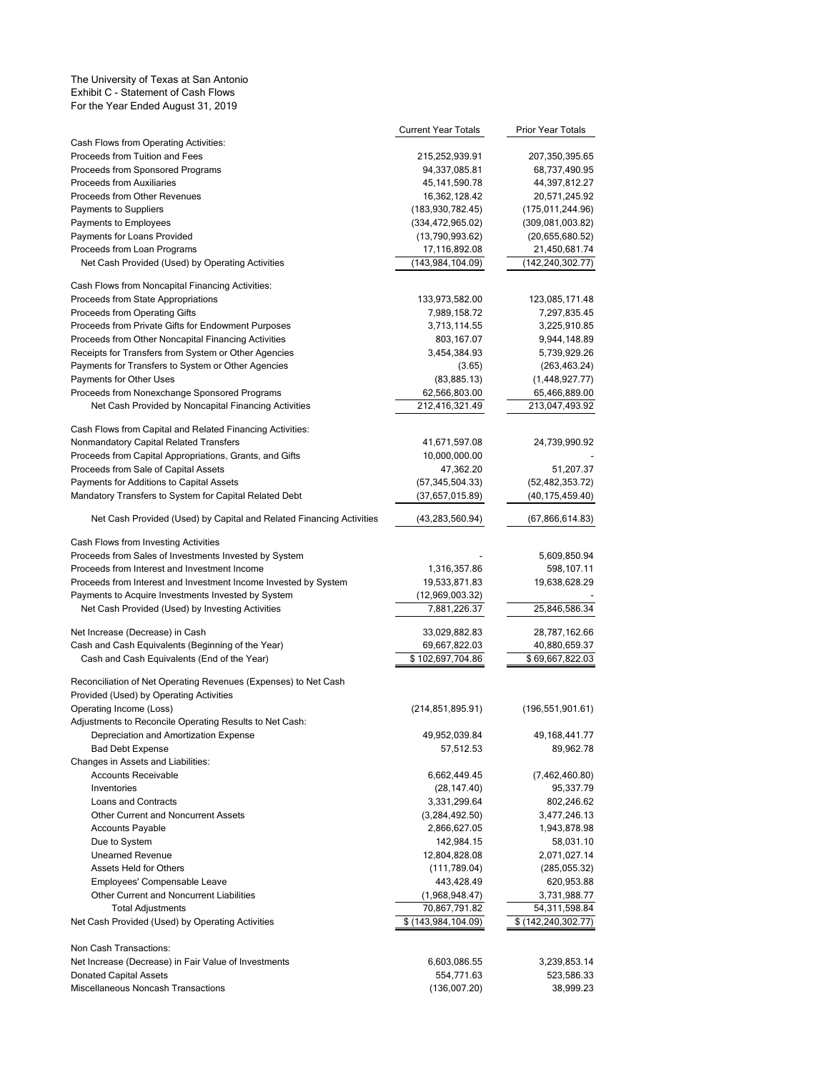The University of Texas at San Antonio
Exhibit C - Statement of Cash Flows
For the Year Ended August 31, 2019

| | Current Year Totals | Prior Year Totals |
|---|---|---|
| Cash Flows from Operating Activities: | | |
| Proceeds from Tuition and Fees | 215,252,939.91 | 207,350,395.65 |
| Proceeds from Sponsored Programs | 94,337,085.81 | 68,737,490.95 |
| Proceeds from Auxiliaries | 45,141,590.78 | 44,397,812.27 |
| Proceeds from Other Revenues | 16,362,128.42 | 20,571,245.92 |
| Payments to Suppliers | (183,930,782.45) | (175,011,244.96) |
| Payments to Employees | (334,472,965.02) | (309,081,003.82) |
| Payments for Loans Provided | (13,790,993.62) | (20,655,680.52) |
| Proceeds from Loan Programs | 17,116,892.08 | 21,450,681.74 |
| Net Cash Provided (Used) by Operating Activities | (143,984,104.09) | (142,240,302.77) |
| | | |
| Cash Flows from Noncapital Financing Activities: | | |
| Proceeds from State Appropriations | 133,973,582.00 | 123,085,171.48 |
| Proceeds from Operating Gifts | 7,989,158.72 | 7,297,835.45 |
| Proceeds from Private Gifts for Endowment Purposes | 3,713,114.55 | 3,225,910.85 |
| Proceeds from Other Noncapital Financing Activities | 803,167.07 | 9,944,148.89 |
| Receipts for Transfers from System or Other Agencies | 3,454,384.93 | 5,739,929.26 |
| Payments for Transfers to System or Other Agencies | (3.65) | (263,463.24) |
| Payments for Other Uses | (83,885.13) | (1,448,927.77) |
| Proceeds from Nonexchange Sponsored Programs | 62,566,803.00 | 65,466,889.00 |
| Net Cash Provided by Noncapital Financing Activities | 212,416,321.49 | 213,047,493.92 |
| | | |
| Cash Flows from Capital and Related Financing Activities: | | |
| Nonmandatory Capital Related Transfers | 41,671,597.08 | 24,739,990.92 |
| Proceeds from Capital Appropriations, Grants, and Gifts | 10,000,000.00 | - |
| Proceeds from Sale of Capital Assets | 47,362.20 | 51,207.37 |
| Payments for Additions to Capital Assets | (57,345,504.33) | (52,482,353.72) |
| Mandatory Transfers to System for Capital Related Debt | (37,657,015.89) | (40,175,459.40) |
| | | |
| Net Cash Provided (Used) by Capital and Related Financing Activities | (43,283,560.94) | (67,866,614.83) |
| | | |
| Cash Flows from Investing Activities | | |
| Proceeds from Sales of Investments Invested by System | - | 5,609,850.94 |
| Proceeds from Interest and Investment Income | 1,316,357.86 | 598,107.11 |
| Proceeds from Interest and Investment Income Invested by System | 19,533,871.83 | 19,638,628.29 |
| Payments to Acquire Investments Invested by System | (12,969,003.32) | - |
| Net Cash Provided (Used) by Investing Activities | 7,881,226.37 | 25,846,586.34 |
| | | |
| Net Increase (Decrease) in Cash | 33,029,882.83 | 28,787,162.66 |
| Cash and Cash Equivalents (Beginning of the Year) | 69,667,822.03 | 40,880,659.37 |
| Cash and Cash Equivalents (End of the Year) | $ 102,697,704.86 | $ 69,667,822.03 |
| | | |
| Reconciliation of Net Operating Revenues (Expenses) to Net Cash Provided (Used) by Operating Activities | | |
| Operating Income (Loss) | (214,851,895.91) | (196,551,901.61) |
| Adjustments to Reconcile Operating Results to Net Cash: | | |
| Depreciation and Amortization Expense | 49,952,039.84 | 49,168,441.77 |
| Bad Debt Expense | 57,512.53 | 89,962.78 |
| Changes in Assets and Liabilities: | | |
| Accounts Receivable | 6,662,449.45 | (7,462,460.80) |
| Inventories | (28,147.40) | 95,337.79 |
| Loans and Contracts | 3,331,299.64 | 802,246.62 |
| Other Current and Noncurrent Assets | (3,284,492.50) | 3,477,246.13 |
| Accounts Payable | 2,866,627.05 | 1,943,878.98 |
| Due to System | 142,984.15 | 58,031.10 |
| Unearned Revenue | 12,804,828.08 | 2,071,027.14 |
| Assets Held for Others | (111,789.04) | (285,055.32) |
| Employees' Compensable Leave | 443,428.49 | 620,953.88 |
| Other Current and Noncurrent Liabilities | (1,968,948.47) | 3,731,988.77 |
| Total Adjustments | 70,867,791.82 | 54,311,598.84 |
| Net Cash Provided (Used) by Operating Activities | $ (143,984,104.09) | $ (142,240,302.77) |
| | | |
| Non Cash Transactions: | | |
| Net Increase (Decrease) in Fair Value of Investments | 6,603,086.55 | 3,239,853.14 |
| Donated Capital Assets | 554,771.63 | 523,586.33 |
| Miscellaneous Noncash Transactions | (136,007.20) | 38,999.23 |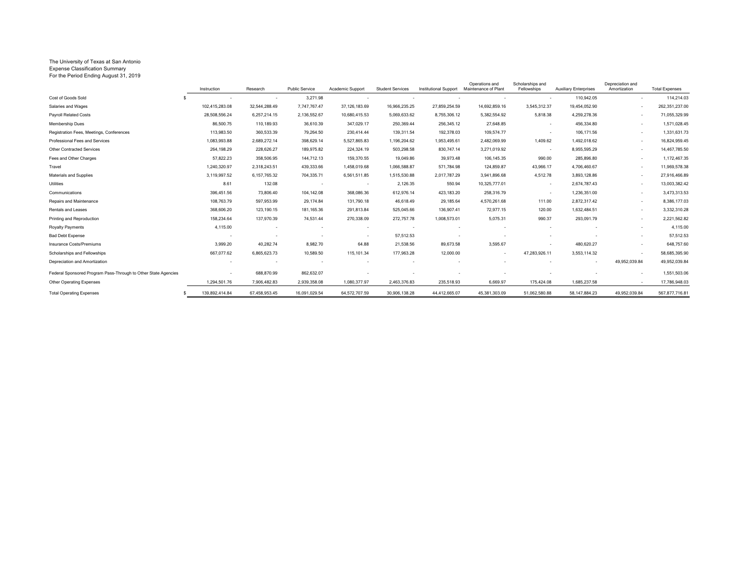The University of Texas at San Antonio
Expense Classification Summary
For the Period Ending August 31, 2019

| | Instruction | Research | Public Service | Academic Support | Student Services | Institutional Support | Operations and Maintenance of Plant | Scholarships and Fellowships | Auxiliary Enterprises | Depreciation and Amortization | Total Expenses |
|---|---|---|---|---|---|---|---|---|---|---|---|
| Cost of Goods Sold | $ - | - | 3,271.98 | - | - | - | - | - | 110,942.05 | - | 114,214.03 |
| Salaries and Wages | 102,415,283.08 | 32,544,288.49 | 7,747,767.47 | 37,126,183.69 | 16,966,235.25 | 27,859,254.59 | 14,692,859.16 | 3,545,312.37 | 19,454,052.90 | - | 262,351,237.00 |
| Payroll Related Costs | 28,508,556.24 | 6,257,214.15 | 2,136,552.67 | 10,680,415.53 | 5,069,633.62 | 8,755,306.12 | 5,382,554.92 | 5,818.38 | 4,259,278.36 | - | 71,055,329.99 |
| Membership Dues | 86,500.75 | 110,189.93 | 36,610.39 | 347,029.17 | 250,369.44 | 256,345.12 | 27,648.85 | - | 456,334.80 | - | 1,571,028.45 |
| Registration Fees, Meetings, Conferences | 113,983.50 | 360,533.39 | 79,264.50 | 230,414.44 | 139,311.54 | 192,378.03 | 109,574.77 | - | 106,171.56 | - | 1,331,631.73 |
| Professional Fees and Services | 1,083,993.88 | 2,689,272.14 | 398,629.14 | 5,527,865.83 | 1,196,204.62 | 1,953,495.61 | 2,482,069.99 | 1,409.62 | 1,492,018.62 | - | 16,824,959.45 |
| Other Contracted Services | 264,198.29 | 228,626.27 | 189,975.82 | 224,324.19 | 503,298.58 | 830,747.14 | 3,271,019.92 | - | 8,955,595.29 | - | 14,467,785.50 |
| Fees and Other Charges | 57,822.23 | 358,506.95 | 144,712.13 | 159,370.55 | 19,049.86 | 39,973.48 | 106,145.35 | 990.00 | 285,896.80 | - | 1,172,467.35 |
| Travel | 1,240,320.97 | 2,318,243.51 | 439,333.66 | 1,458,019.68 | 1,066,588.87 | 571,784.98 | 124,859.87 | 43,966.17 | 4,706,460.67 | - | 11,969,578.38 |
| Materials and Supplies | 3,119,997.52 | 6,157,765.32 | 704,335.71 | 6,561,511.85 | 1,515,530.88 | 2,017,787.29 | 3,941,896.68 | 4,512.78 | 3,893,128.86 | - | 27,916,466.89 |
| Utilities | 8.61 | 132.08 | - | - | 2,126.35 | 550.94 | 10,325,777.01 | - | 2,674,787.43 | - | 13,003,382.42 |
| Communications | 396,451.56 | 73,806.40 | 104,142.08 | 368,086.36 | 612,976.14 | 423,183.20 | 258,316.79 | - | 1,236,351.00 | - | 3,473,313.53 |
| Repairs and Maintenance | 108,763.79 | 597,953.99 | 29,174.84 | 131,790.18 | 46,618.49 | 29,185.64 | 4,570,261.68 | 111.00 | 2,872,317.42 | - | 8,386,177.03 |
| Rentals and Leases | 368,606.20 | 123,190.15 | 181,165.36 | 291,813.84 | 525,045.66 | 136,907.41 | 72,977.15 | 120.00 | 1,632,484.51 | - | 3,332,310.28 |
| Printing and Reproduction | 158,234.64 | 137,970.39 | 74,531.44 | 270,338.09 | 272,757.78 | 1,008,573.01 | 5,075.31 | 990.37 | 293,091.79 | - | 2,221,562.82 |
| Royalty Payments | 4,115.00 | - | - | - | - | - | - | - | - | - | 4,115.00 |
| Bad Debt Expense | - | - | - | - | 57,512.53 | - | - | - | - | - | 57,512.53 |
| Insurance Costs/Premiums | 3,999.20 | 40,282.74 | 8,982.70 | 64.88 | 21,538.56 | 89,673.58 | 3,595.67 | - | 480,620.27 | - | 648,757.60 |
| Scholarships and Fellowships | 667,077.62 | 6,865,623.73 | 10,589.50 | 115,101.34 | 177,963.28 | 12,000.00 | - | 47,283,926.11 | 3,553,114.32 | - | 58,685,395.90 |
| Depreciation and Amortization | - | - | - | - | - | - | - | - | - | 49,952,039.84 | 49,952,039.84 |
| Federal Sponsored Program Pass-Through to Other State Agencies | - | 688,870.99 | 862,632.07 | - | - | - | - | - | - | - | 1,551,503.06 |
| Other Operating Expenses | 1,294,501.76 | 7,906,482.83 | 2,939,358.08 | 1,080,377.97 | 2,463,376.83 | 235,518.93 | 6,669.97 | 175,424.08 | 1,685,237.58 | - | 17,786,948.03 |
| Total Operating Expenses | $ 139,892,414.84 | 67,458,953.45 | 16,091,029.54 | 64,572,707.59 | 30,906,138.28 | 44,412,665.07 | 45,381,303.09 | 51,062,580.88 | 58,147,884.23 | 49,952,039.84 | 567,877,716.81 |